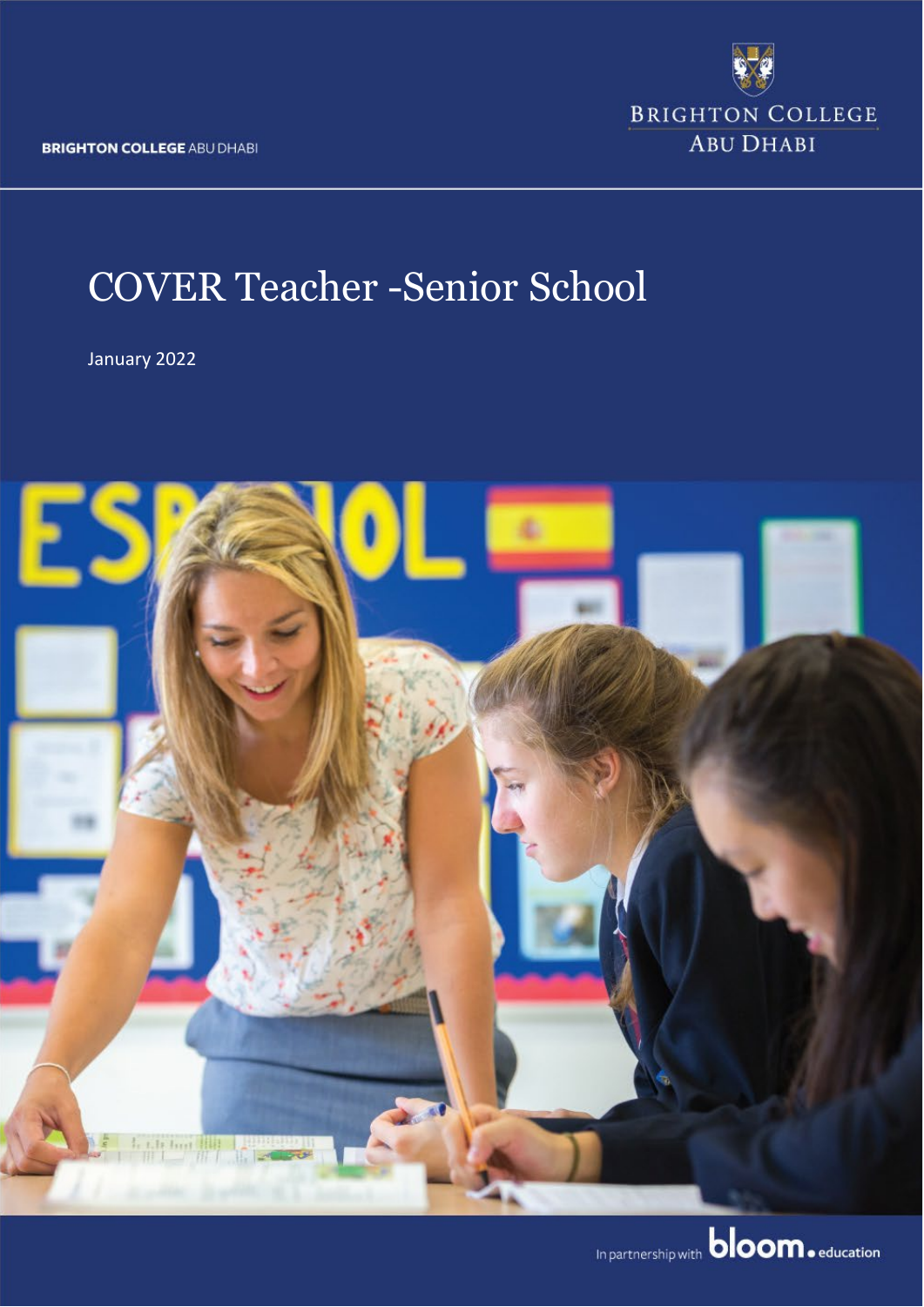BRIGHTON COLLEGE ABU DHABI

BRIGHTON COLLEGE
ABU DHABI

# COVER Teacher -Senior School

January 2022

In partnership with bloom.education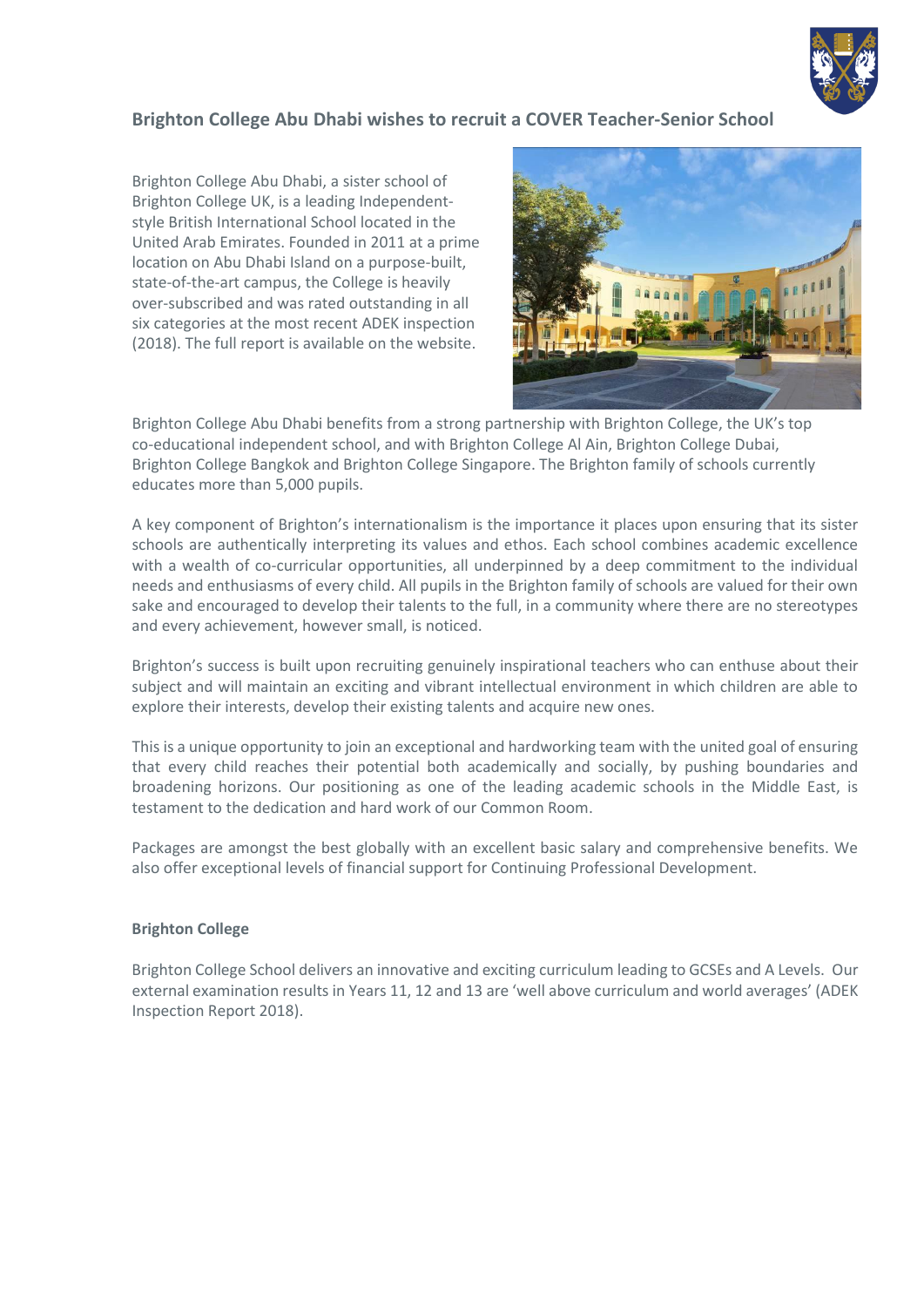## Brighton College Abu Dhabi wishes to recruit a COVER Teacher-Senior School

Brighton College Abu Dhabi, a sister school of Brighton College UK, is a leading Independent-style British International School located in the United Arab Emirates. Founded in 2011 at a prime location on Abu Dhabi Island on a purpose-built, state-of-the-art campus, the College is heavily over-subscribed and was rated outstanding in all six categories at the most recent ADEK inspection (2018). The full report is available on the website.

Brighton College Abu Dhabi benefits from a strong partnership with Brighton College, the UK's top co-educational independent school, and with Brighton College Al Ain, Brighton College Dubai, Brighton College Bangkok and Brighton College Singapore. The Brighton family of schools currently educates more than 5,000 pupils.

A key component of Brighton's internationalism is the importance it places upon ensuring that its sister schools are authentically interpreting its values and ethos. Each school combines academic excellence with a wealth of co-curricular opportunities, all underpinned by a deep commitment to the individual needs and enthusiasms of every child. All pupils in the Brighton family of schools are valued for their own sake and encouraged to develop their talents to the full, in a community where there are no stereotypes and every achievement, however small, is noticed.

Brighton's success is built upon recruiting genuinely inspirational teachers who can enthuse about their subject and will maintain an exciting and vibrant intellectual environment in which children are able to explore their interests, develop their existing talents and acquire new ones.

This is a unique opportunity to join an exceptional and hardworking team with the united goal of ensuring that every child reaches their potential both academically and socially, by pushing boundaries and broadening horizons. Our positioning as one of the leading academic schools in the Middle East, is testament to the dedication and hard work of our Common Room.

Packages are amongst the best globally with an excellent basic salary and comprehensive benefits. We also offer exceptional levels of financial support for Continuing Professional Development.

**Brighton College**

Brighton College School delivers an innovative and exciting curriculum leading to GCSEs and A Levels. Our external examination results in Years 11, 12 and 13 are 'well above curriculum and world averages' (ADEK Inspection Report 2018).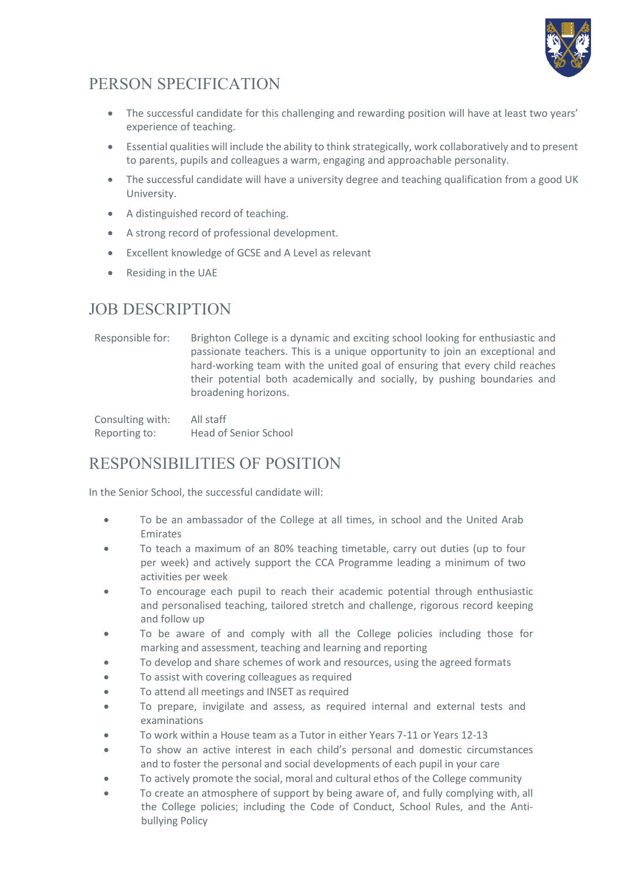## PERSON SPECIFICATION

- The successful candidate for this challenging and rewarding position will have at least two years' experience of teaching.
- Essential qualities will include the ability to think strategically, work collaboratively and to present to parents, pupils and colleagues a warm, engaging and approachable personality.
- The successful candidate will have a university degree and teaching qualification from a good UK University.
- A distinguished record of teaching.
- A strong record of professional development.
- Excellent knowledge of GCSE and A Level as relevant
- Residing in the UAE

## JOB DESCRIPTION

Responsible for: Brighton College is a dynamic and exciting school looking for enthusiastic and passionate teachers. This is a unique opportunity to join an exceptional and hard-working team with the united goal of ensuring that every child reaches their potential both academically and socially, by pushing boundaries and broadening horizons.

Consulting with: All staff
Reporting to: Head of Senior School

## RESPONSIBILITIES OF POSITION

In the Senior School, the successful candidate will:

- To be an ambassador of the College at all times, in school and the United Arab Emirates
- To teach a maximum of an 80% teaching timetable, carry out duties (up to four per week) and actively support the CCA Programme leading a minimum of two activities per week
- To encourage each pupil to reach their academic potential through enthusiastic and personalised teaching, tailored stretch and challenge, rigorous record keeping and follow up
- To be aware of and comply with all the College policies including those for marking and assessment, teaching and learning and reporting
- To develop and share schemes of work and resources, using the agreed formats
- To assist with covering colleagues as required
- To attend all meetings and INSET as required
- To prepare, invigilate and assess, as required internal and external tests and examinations
- To work within a House team as a Tutor in either Years 7-11 or Years 12-13
- To show an active interest in each child's personal and domestic circumstances and to foster the personal and social developments of each pupil in your care
- To actively promote the social, moral and cultural ethos of the College community
- To create an atmosphere of support by being aware of, and fully complying with, all the College policies; including the Code of Conduct, School Rules, and the Anti-bullying Policy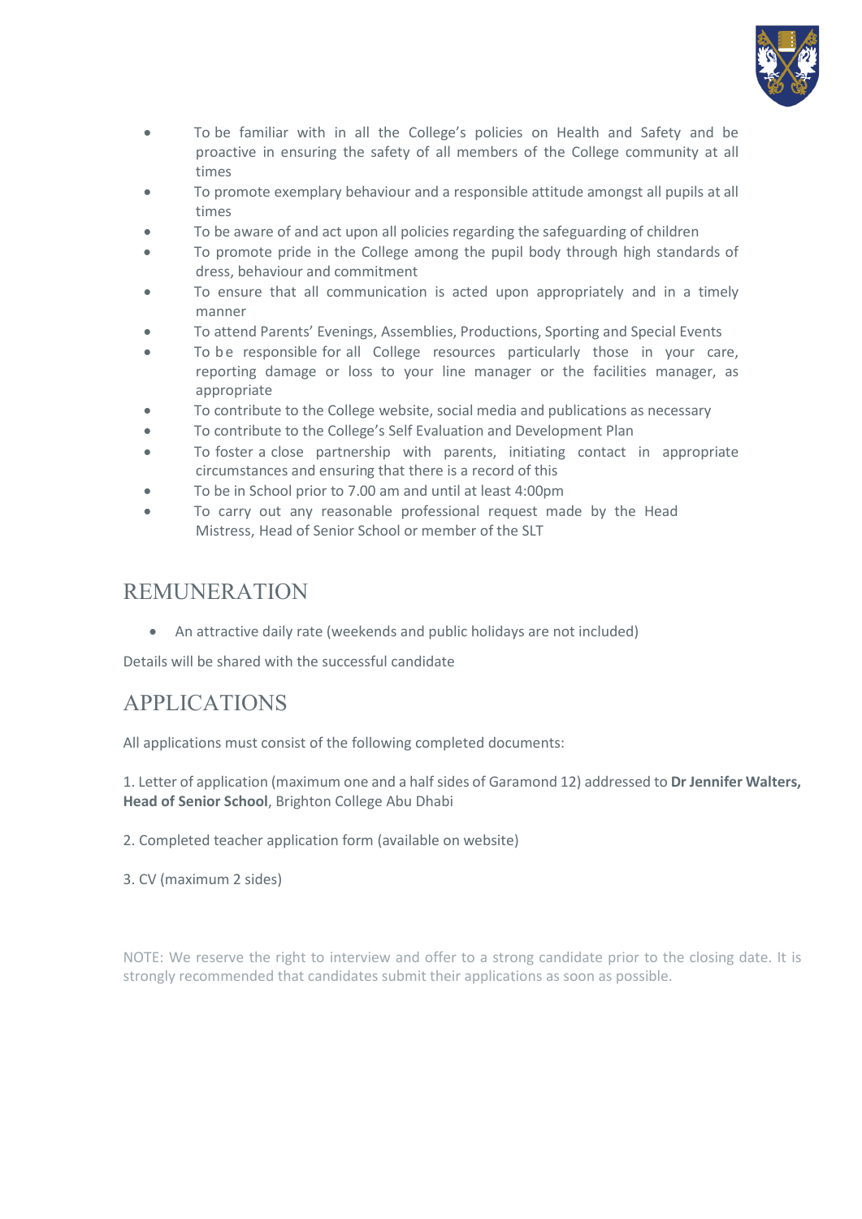- To be familiar with in all the College's policies on Health and Safety and be proactive in ensuring the safety of all members of the College community at all times
- To promote exemplary behaviour and a responsible attitude amongst all pupils at all times
- To be aware of and act upon all policies regarding the safeguarding of children
- To promote pride in the College among the pupil body through high standards of dress, behaviour and commitment
- To ensure that all communication is acted upon appropriately and in a timely manner
- To attend Parents' Evenings, Assemblies, Productions, Sporting and Special Events
- To be responsible for all College resources particularly those in your care, reporting damage or loss to your line manager or the facilities manager, as appropriate
- To contribute to the College website, social media and publications as necessary
- To contribute to the College's Self Evaluation and Development Plan
- To foster a close partnership with parents, initiating contact in appropriate circumstances and ensuring that there is a record of this
- To be in School prior to 7.00 am and until at least 4:00pm
- To carry out any reasonable professional request made by the Head Mistress, Head of Senior School or member of the SLT

## REMUNERATION

- An attractive daily rate (weekends and public holidays are not included)

Details will be shared with the successful candidate

## APPLICATIONS

All applications must consist of the following completed documents:

1. Letter of application (maximum one and a half sides of Garamond 12) addressed to **Dr Jennifer Walters, Head of Senior School**, Brighton College Abu Dhabi

2. Completed teacher application form (available on website)

3. CV (maximum 2 sides)

NOTE: We reserve the right to interview and offer to a strong candidate prior to the closing date. It is strongly recommended that candidates submit their applications as soon as possible.